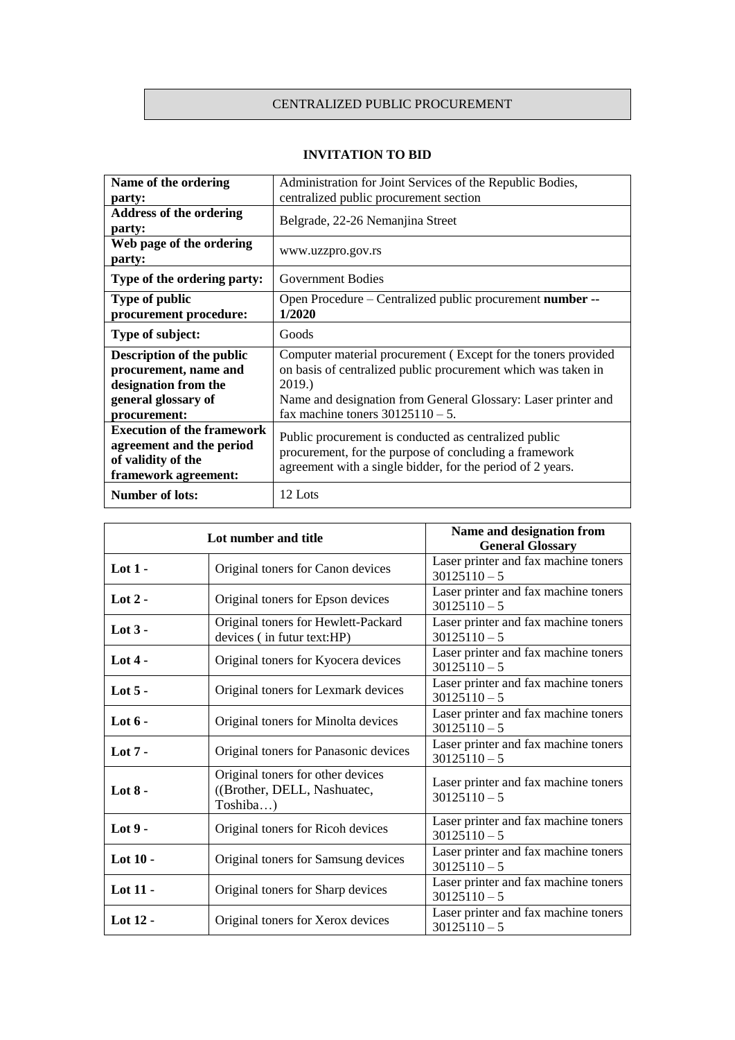# CENTRALIZED PUBLIC PROCUREMENT

## INVITATION TO BID

| | |
|---|---|
| **Name of the ordering party:** | Administration for Joint Services of the Republic Bodies, centralized public procurement section |
| **Address of the ordering party:** | Belgrade, 22-26 Nemanjina Street |
| **Web page of the ordering party:** | www.uzzpro.gov.rs |
| **Type of the ordering party:** | Government Bodies |
| **Type of public procurement procedure:** | Open Procedure – Centralized public procurement **number -- 1/2020** |
| **Type of subject:** | Goods |
| **Description of the public procurement, name and designation from the general glossary of procurement:** | Computer material procurement ( Except for the toners provided on basis of centralized public procurement which was taken in 2019.)<br>Name and designation from General Glossary: Laser printer and fax machine toners 30125110 – 5. |
| **Execution of the framework agreement and the period of validity of the framework agreement:** | Public procurement is conducted as centralized public procurement, for the purpose of concluding a framework agreement with a single bidder, for the period of 2 years. |
| **Number of lots:** | 12 Lots |

| Lot number and title | | Name and designation from General Glossary |
|---|---|---|
| **Lot 1 -** | Original toners for Canon devices | Laser printer and fax machine toners 30125110 – 5 |
| **Lot 2 -** | Original toners for Epson devices | Laser printer and fax machine toners 30125110 – 5 |
| **Lot 3 -** | Original toners for Hewlett-Packard devices ( in futur text:HP) | Laser printer and fax machine toners 30125110 – 5 |
| **Lot 4 -** | Original toners for Kyocera devices | Laser printer and fax machine toners 30125110 – 5 |
| **Lot 5 -** | Original toners for Lexmark devices | Laser printer and fax machine toners 30125110 – 5 |
| **Lot 6 -** | Original toners for Minolta devices | Laser printer and fax machine toners 30125110 – 5 |
| **Lot 7 -** | Original toners for Panasonic devices | Laser printer and fax machine toners 30125110 – 5 |
| **Lot 8 -** | Original toners for other devices ((Brother, DELL, Nashuatec, Toshiba…) | Laser printer and fax machine toners 30125110 – 5 |
| **Lot 9 -** | Original toners for Ricoh devices | Laser printer and fax machine toners 30125110 – 5 |
| **Lot 10 -** | Original toners for Samsung devices | Laser printer and fax machine toners 30125110 – 5 |
| **Lot 11 -** | Original toners for Sharp devices | Laser printer and fax machine toners 30125110 – 5 |
| **Lot 12 -** | Original toners for Xerox devices | Laser printer and fax machine toners 30125110 – 5 |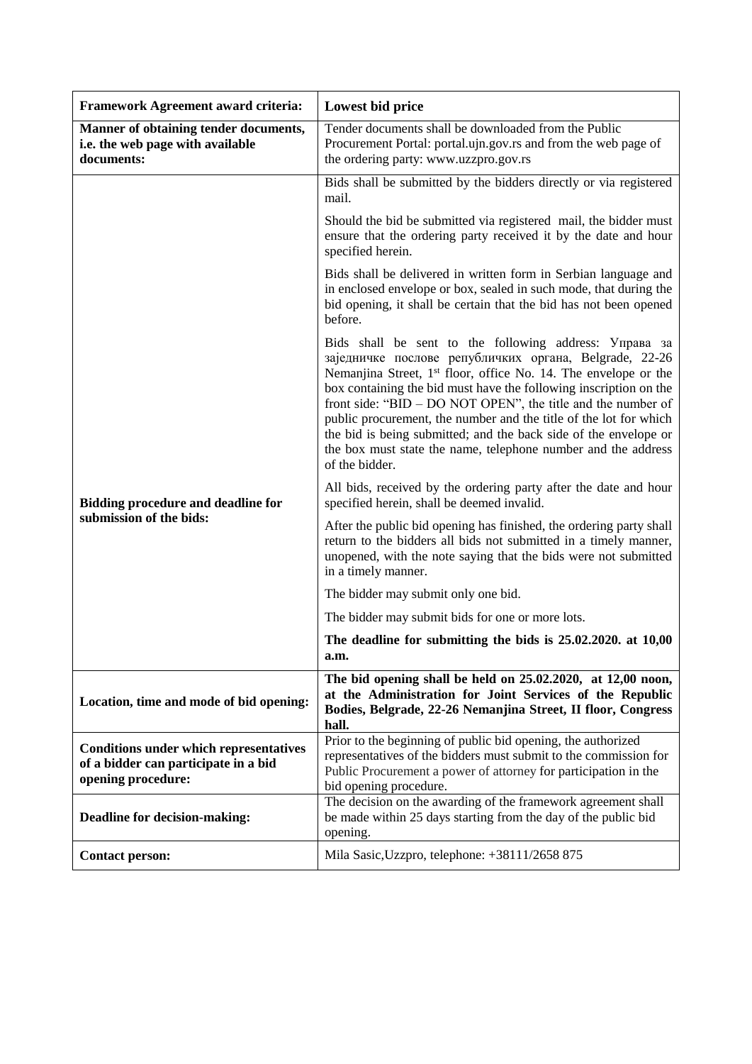| | |
|---|---|
| **Framework Agreement award criteria:** | **Lowest bid price** |
| **Manner of obtaining tender documents, i.e. the web page with available documents:** | Tender documents shall be downloaded from the Public Procurement Portal: portal.ujn.gov.rs and from the web page of the ordering party: www.uzzpro.gov.rs |
| **Bidding procedure and deadline for submission of the bids:** | Bids shall be submitted by the bidders directly or via registered mail.<br><br>Should the bid be submitted via registered mail, the bidder must ensure that the ordering party received it by the date and hour specified herein.<br><br>Bids shall be delivered in written form in Serbian language and in enclosed envelope or box, sealed in such mode, that during the bid opening, it shall be certain that the bid has not been opened before.<br><br>Bids shall be sent to the following address: Управа за заједничке послове републичких органа, Belgrade, 22-26 Nemanjina Street, 1st floor, office No. 14. The envelope or the box containing the bid must have the following inscription on the front side: "BID – DO NOT OPEN", the title and the number of public procurement, the number and the title of the lot for which the bid is being submitted; and the back side of the envelope or the box must state the name, telephone number and the address of the bidder.<br><br>All bids, received by the ordering party after the date and hour specified herein, shall be deemed invalid.<br><br>After the public bid opening has finished, the ordering party shall return to the bidders all bids not submitted in a timely manner, unopened, with the note saying that the bids were not submitted in a timely manner.<br><br>The bidder may submit only one bid.<br><br>The bidder may submit bids for one or more lots.<br><br>**The deadline for submitting the bids is 25.02.2020. at 10,00 a.m.** |
| **Location, time and mode of bid opening:** | **The bid opening shall be held on 25.02.2020, at 12,00 noon, at the Administration for Joint Services of the Republic Bodies, Belgrade, 22-26 Nemanjina Street, II floor, Congress hall.** |
| **Conditions under which representatives of a bidder can participate in a bid opening procedure:** | Prior to the beginning of public bid opening, the authorized representatives of the bidders must submit to the commission for Public Procurement a power of attorney for participation in the bid opening procedure. |
| **Deadline for decision-making:** | The decision on the awarding of the framework agreement shall be made within 25 days starting from the day of the public bid opening. |
| **Contact person:** | Mila Sasic,Uzzpro, telephone: +38111/2658 875 |